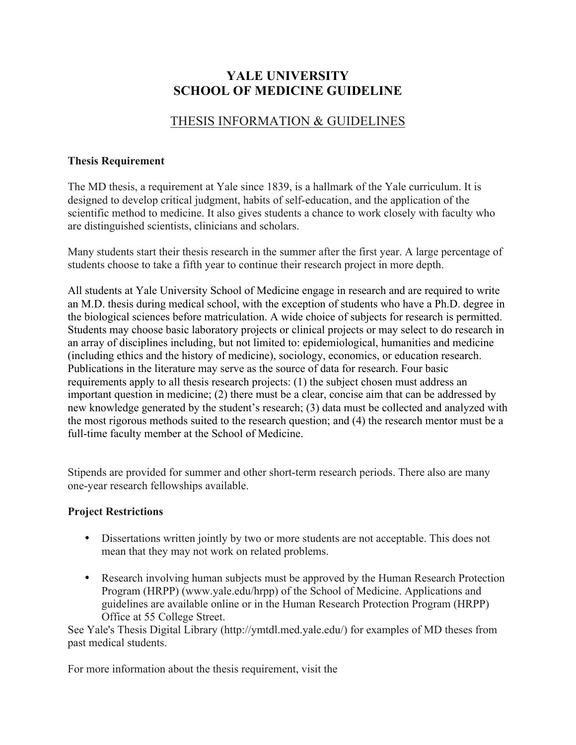# YALE UNIVERSITY
# SCHOOL OF MEDICINE GUIDELINE

## THESIS INFORMATION & GUIDELINES

**Thesis Requirement**

The MD thesis, a requirement at Yale since 1839, is a hallmark of the Yale curriculum. It is designed to develop critical judgment, habits of self-education, and the application of the scientific method to medicine. It also gives students a chance to work closely with faculty who are distinguished scientists, clinicians and scholars.

Many students start their thesis research in the summer after the first year. A large percentage of students choose to take a fifth year to continue their research project in more depth.

All students at Yale University School of Medicine engage in research and are required to write an M.D. thesis during medical school, with the exception of students who have a Ph.D. degree in the biological sciences before matriculation. A wide choice of subjects for research is permitted. Students may choose basic laboratory projects or clinical projects or may select to do research in an array of disciplines including, but not limited to: epidemiological, humanities and medicine (including ethics and the history of medicine), sociology, economics, or education research. Publications in the literature may serve as the source of data for research. Four basic requirements apply to all thesis research projects: (1) the subject chosen must address an important question in medicine; (2) there must be a clear, concise aim that can be addressed by new knowledge generated by the student's research; (3) data must be collected and analyzed with the most rigorous methods suited to the research question; and (4) the research mentor must be a full-time faculty member at the School of Medicine.

Stipends are provided for summer and other short-term research periods. There also are many one-year research fellowships available.

**Project Restrictions**

- Dissertations written jointly by two or more students are not acceptable. This does not mean that they may not work on related problems.
- Research involving human subjects must be approved by the Human Research Protection Program (HRPP) (www.yale.edu/hrpp) of the School of Medicine. Applications and guidelines are available online or in the Human Research Protection Program (HRPP) Office at 55 College Street.

See Yale's Thesis Digital Library (http://ymtdl.med.yale.edu/) for examples of MD theses from past medical students.

For more information about the thesis requirement, visit the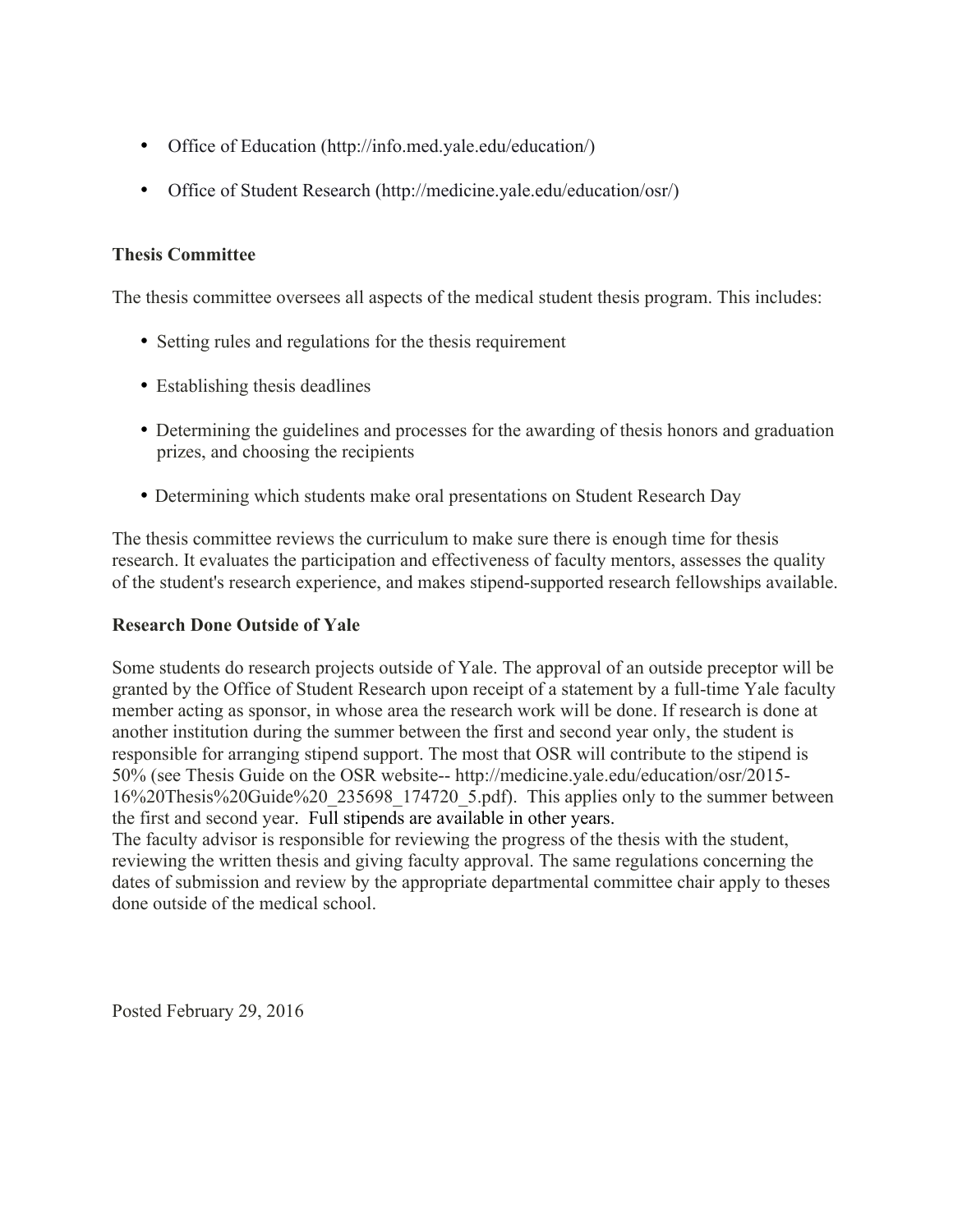- Office of Education (http://info.med.yale.edu/education/)
- Office of Student Research (http://medicine.yale.edu/education/osr/)

**Thesis Committee**

The thesis committee oversees all aspects of the medical student thesis program. This includes:

- Setting rules and regulations for the thesis requirement
- Establishing thesis deadlines
- Determining the guidelines and processes for the awarding of thesis honors and graduation prizes, and choosing the recipients
- Determining which students make oral presentations on Student Research Day

The thesis committee reviews the curriculum to make sure there is enough time for thesis research. It evaluates the participation and effectiveness of faculty mentors, assesses the quality of the student's research experience, and makes stipend-supported research fellowships available.

**Research Done Outside of Yale**

Some students do research projects outside of Yale. The approval of an outside preceptor will be granted by the Office of Student Research upon receipt of a statement by a full-time Yale faculty member acting as sponsor, in whose area the research work will be done. If research is done at another institution during the summer between the first and second year only, the student is responsible for arranging stipend support. The most that OSR will contribute to the stipend is 50% (see Thesis Guide on the OSR website-- http://medicine.yale.edu/education/osr/2015-16%20Thesis%20Guide%20_235698_174720_5.pdf). This applies only to the summer between the first and second year. Full stipends are available in other years.

The faculty advisor is responsible for reviewing the progress of the thesis with the student, reviewing the written thesis and giving faculty approval. The same regulations concerning the dates of submission and review by the appropriate departmental committee chair apply to theses done outside of the medical school.

Posted February 29, 2016